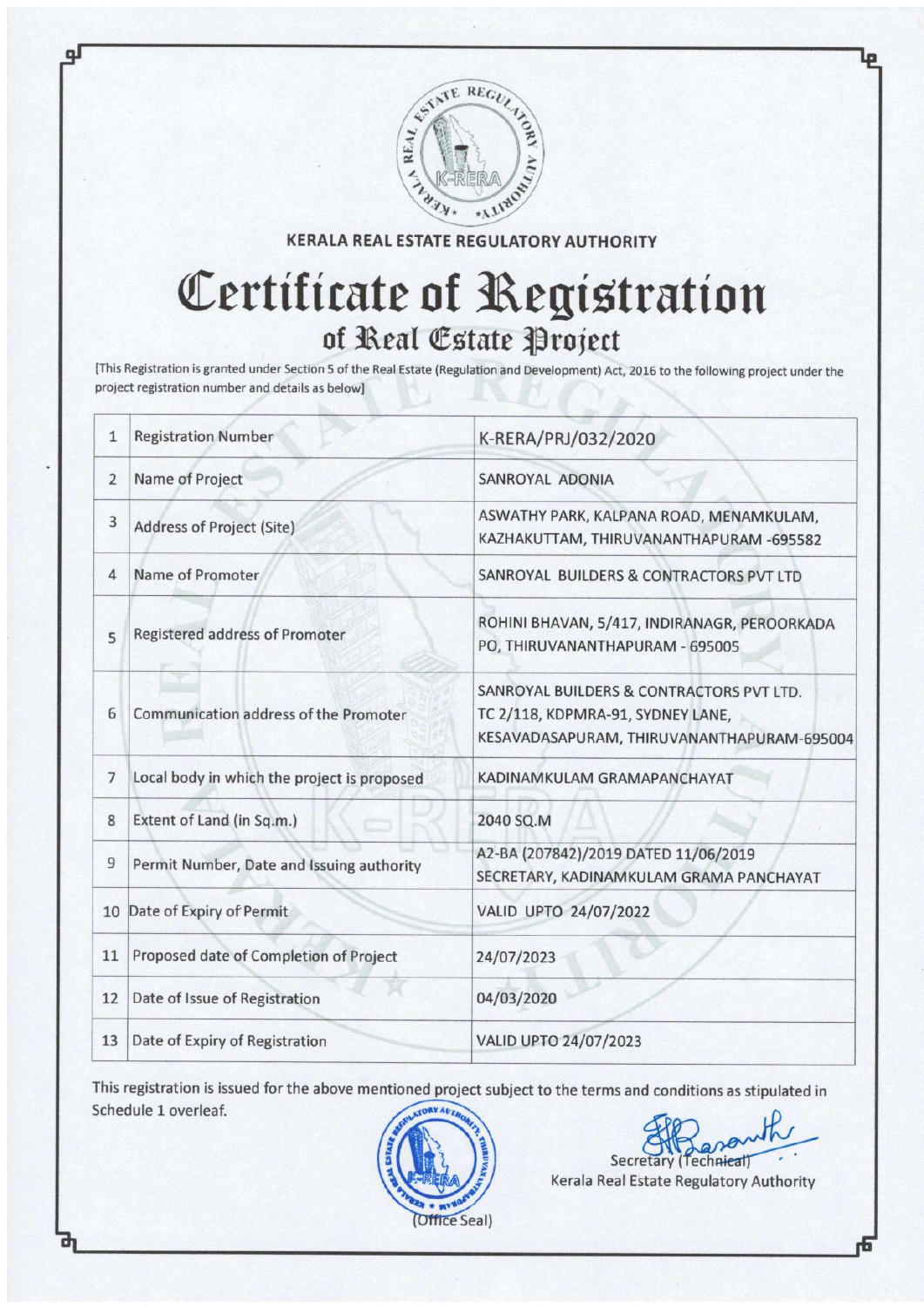KERALA REAL ESTATE REGULATORY AUTHORITY

# Certificate of Registration

## of Real Estate Project

[This Registration is granted under Section 5 of the Real Estate (Regulation and Development) Act, 2016 to the following project under the project registration number and details as below]

| | | |
|---|---|---|
| 1 | Registration Number | K-RERA/PRJ/032/2020 |
| 2 | Name of Project | SANROYAL ADONIA |
| 3 | Address of Project (Site) | ASWATHY PARK, KALPANA ROAD, MENAMKULAM, KAZHAKUTTAM, THIRUVANANTHAPURAM -695582 |
| 4 | Name of Promoter | SANROYAL BUILDERS & CONTRACTORS PVT LTD |
| 5 | Registered address of Promoter | ROHINI BHAVAN, 5/417, INDIRANAGR, PEROORKADA PO, THIRUVANANTHAPURAM - 695005 |
| 6 | Communication address of the Promoter | SANROYAL BUILDERS & CONTRACTORS PVT LTD. TC 2/118, KDPMRA-91, SYDNEY LANE, KESAVADASAPURAM, THIRUVANANTHAPURAM-695004 |
| 7 | Local body in which the project is proposed | KADINAMKULAM GRAMAPANCHAYAT |
| 8 | Extent of Land (in Sq.m.) | 2040 SQ.M |
| 9 | Permit Number, Date and Issuing authority | A2-BA (207842)/2019 DATED 11/06/2019 SECRETARY, KADINAMKULAM GRAMA PANCHAYAT |
| 10 | Date of Expiry of Permit | VALID UPTO 24/07/2022 |
| 11 | Proposed date of Completion of Project | 24/07/2023 |
| 12 | Date of Issue of Registration | 04/03/2020 |
| 13 | Date of Expiry of Registration | VALID UPTO 24/07/2023 |

This registration is issued for the above mentioned project subject to the terms and conditions as stipulated in Schedule 1 overleaf.

(Office Seal)

Secretary (Technical)
Kerala Real Estate Regulatory Authority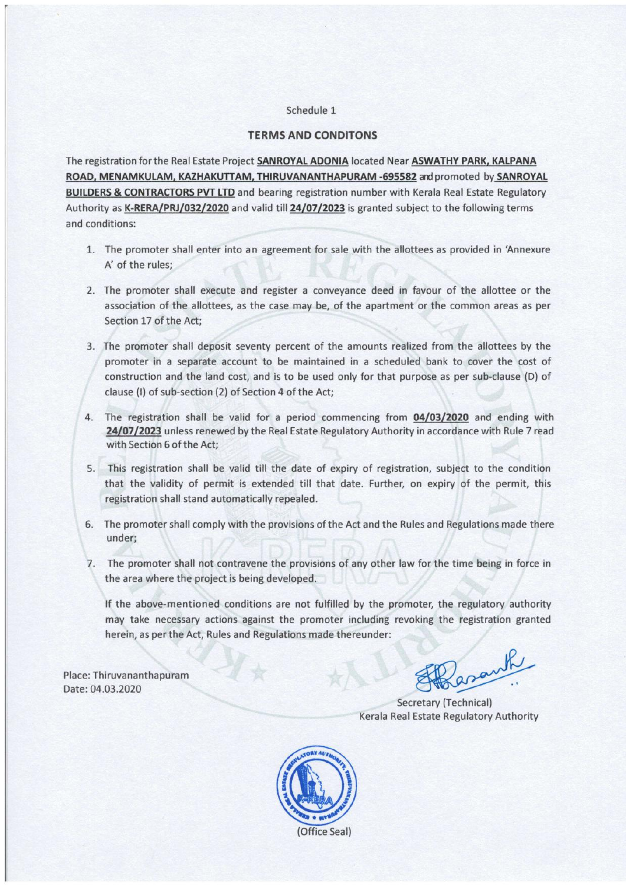Schedule 1

## TERMS AND CONDITONS

The registration for the Real Estate Project **SANROYAL ADONIA** located Near **ASWATHY PARK, KALPANA ROAD, MENAMKULAM, KAZHAKUTTAM, THIRUVANANTHAPURAM -695582** and promoted by **SANROYAL BUILDERS & CONTRACTORS PVT LTD** and bearing registration number with Kerala Real Estate Regulatory Authority as **K-RERA/PRJ/032/2020** and valid till **24/07/2023** is granted subject to the following terms and conditions:

1. The promoter shall enter into an agreement for sale with the allottees as provided in 'Annexure A' of the rules;
2. The promoter shall execute and register a conveyance deed in favour of the allottee or the association of the allottees, as the case may be, of the apartment or the common areas as per Section 17 of the Act;
3. The promoter shall deposit seventy percent of the amounts realized from the allottees by the promoter in a separate account to be maintained in a scheduled bank to cover the cost of construction and the land cost, and is to be used only for that purpose as per sub-clause (D) of clause (I) of sub-section (2) of Section 4 of the Act;
4. The registration shall be valid for a period commencing from **04/03/2020** and ending with **24/07/2023** unless renewed by the Real Estate Regulatory Authority in accordance with Rule 7 read with Section 6 of the Act;
5. This registration shall be valid till the date of expiry of registration, subject to the condition that the validity of permit is extended till that date. Further, on expiry of the permit, this registration shall stand automatically repealed.
6. The promoter shall comply with the provisions of the Act and the Rules and Regulations made there under;
7. The promoter shall not contravene the provisions of any other law for the time being in force in the area where the project is being developed.

If the above-mentioned conditions are not fulfilled by the promoter, the regulatory authority may take necessary actions against the promoter including revoking the registration granted herein, as per the Act, Rules and Regulations made thereunder:

Place: Thiruvananthapuram
Date: 04.03.2020

Secretary (Technical)
Kerala Real Estate Regulatory Authority

(Office Seal)